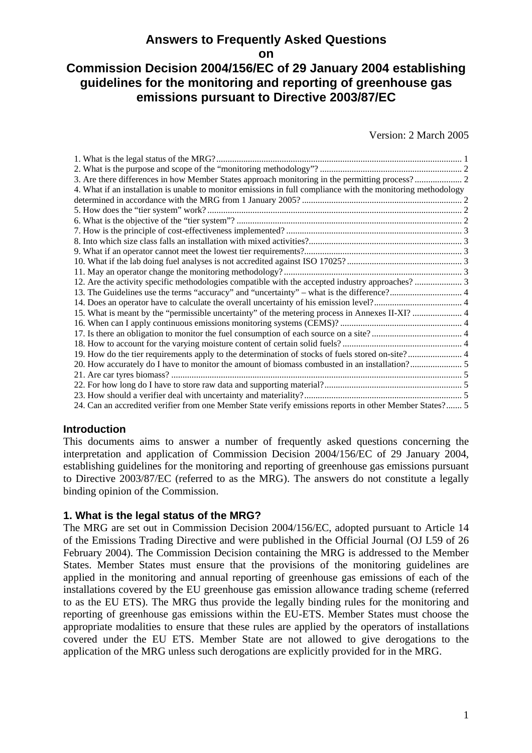# Answers to Frequently Asked Questions on Commission Decision 2004/156/EC of 29 January 2004 establishing guidelines for the monitoring and reporting of greenhouse gas emissions pursuant to Directive 2003/87/EC

Version: 2 March 2005

1. What is the legal status of the MRG? ........ 1
2. What is the purpose and scope of the "monitoring methodology"? ........ 2
3. Are there differences in how Member States approach monitoring in the permitting process? ........ 2
4. What if an installation is unable to monitor emissions in full compliance with the monitoring methodology determined in accordance with the MRG from 1 January 2005? ........ 2
5. How does the "tier system" work? ........ 2
6. What is the objective of the "tier system"? ........ 2
7. How is the principle of cost-effectiveness implemented? ........ 3
8. Into which size class falls an installation with mixed activities? ........ 3
9. What if an operator cannot meet the lowest tier requirements? ........ 3
10. What if the lab doing fuel analyses is not accredited against ISO 17025? ........ 3
11. May an operator change the monitoring methodology? ........ 3
12. Are the activity specific methodologies compatible with the accepted industry approaches? ........ 3
13. The Guidelines use the terms "accuracy" and "uncertainty" – what is the difference? ........ 4
14. Does an operator have to calculate the overall uncertainty of his emission level? ........ 4
15. What is meant by the "permissible uncertainty" of the metering process in Annexes II-XI? ........ 4
16. When can I apply continuous emissions monitoring systems (CEMS)? ........ 4
17. Is there an obligation to monitor the fuel consumption of each source on a site? ........ 4
18. How to account for the varying moisture content of certain solid fuels? ........ 4
19. How do the tier requirements apply to the determination of stocks of fuels stored on-site? ........ 4
20. How accurately do I have to monitor the amount of biomass combusted in an installation? ........ 5
21. Are car tyres biomass? ........ 5
22. For how long do I have to store raw data and supporting material? ........ 5
23. How should a verifier deal with uncertainty and materiality? ........ 5
24. Can an accredited verifier from one Member State verify emissions reports in other Member States? ........ 5

## Introduction

This documents aims to answer a number of frequently asked questions concerning the interpretation and application of Commission Decision 2004/156/EC of 29 January 2004, establishing guidelines for the monitoring and reporting of greenhouse gas emissions pursuant to Directive 2003/87/EC (referred to as the MRG). The answers do not constitute a legally binding opinion of the Commission.

## 1. What is the legal status of the MRG?

The MRG are set out in Commission Decision 2004/156/EC, adopted pursuant to Article 14 of the Emissions Trading Directive and were published in the Official Journal (OJ L59 of 26 February 2004). The Commission Decision containing the MRG is addressed to the Member States. Member States must ensure that the provisions of the monitoring guidelines are applied in the monitoring and annual reporting of greenhouse gas emissions of each of the installations covered by the EU greenhouse gas emission allowance trading scheme (referred to as the EU ETS). The MRG thus provide the legally binding rules for the monitoring and reporting of greenhouse gas emissions within the EU-ETS. Member States must choose the appropriate modalities to ensure that these rules are applied by the operators of installations covered under the EU ETS. Member State are not allowed to give derogations to the application of the MRG unless such derogations are explicitly provided for in the MRG.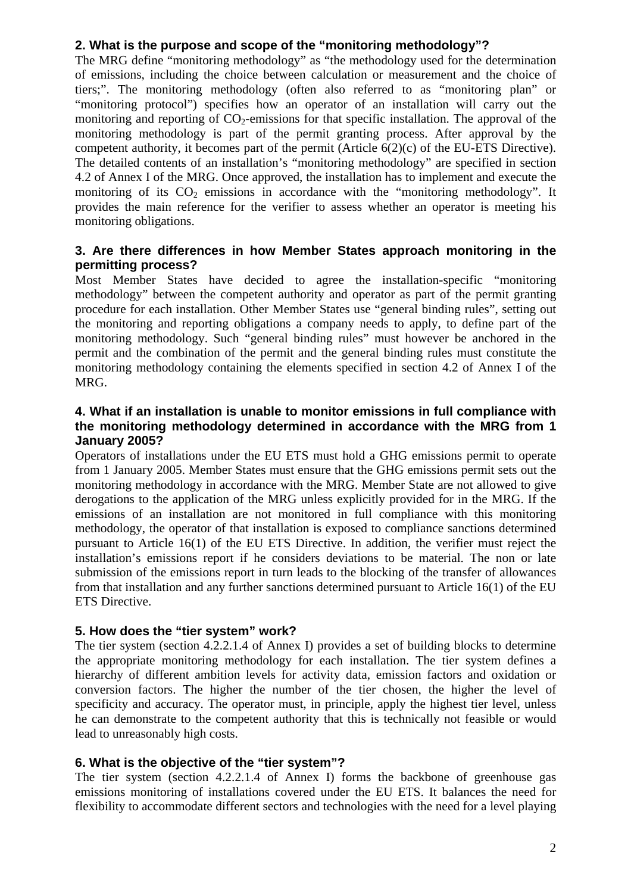### 2. What is the purpose and scope of the "monitoring methodology"?

The MRG define "monitoring methodology" as "the methodology used for the determination of emissions, including the choice between calculation or measurement and the choice of tiers;". The monitoring methodology (often also referred to as "monitoring plan" or "monitoring protocol") specifies how an operator of an installation will carry out the monitoring and reporting of $CO_2$-emissions for that specific installation. The approval of the monitoring methodology is part of the permit granting process. After approval by the competent authority, it becomes part of the permit (Article 6(2)(c) of the EU-ETS Directive). The detailed contents of an installation's "monitoring methodology" are specified in section 4.2 of Annex I of the MRG. Once approved, the installation has to implement and execute the monitoring of its $CO_2$ emissions in accordance with the "monitoring methodology". It provides the main reference for the verifier to assess whether an operator is meeting his monitoring obligations.

### 3. Are there differences in how Member States approach monitoring in the permitting process?

Most Member States have decided to agree the installation-specific "monitoring methodology" between the competent authority and operator as part of the permit granting procedure for each installation. Other Member States use "general binding rules", setting out the monitoring and reporting obligations a company needs to apply, to define part of the monitoring methodology. Such "general binding rules" must however be anchored in the permit and the combination of the permit and the general binding rules must constitute the monitoring methodology containing the elements specified in section 4.2 of Annex I of the MRG.

### 4. What if an installation is unable to monitor emissions in full compliance with the monitoring methodology determined in accordance with the MRG from 1 January 2005?

Operators of installations under the EU ETS must hold a GHG emissions permit to operate from 1 January 2005. Member States must ensure that the GHG emissions permit sets out the monitoring methodology in accordance with the MRG. Member State are not allowed to give derogations to the application of the MRG unless explicitly provided for in the MRG. If the emissions of an installation are not monitored in full compliance with this monitoring methodology, the operator of that installation is exposed to compliance sanctions determined pursuant to Article 16(1) of the EU ETS Directive. In addition, the verifier must reject the installation's emissions report if he considers deviations to be material. The non or late submission of the emissions report in turn leads to the blocking of the transfer of allowances from that installation and any further sanctions determined pursuant to Article 16(1) of the EU ETS Directive.

### 5. How does the "tier system" work?

The tier system (section 4.2.2.1.4 of Annex I) provides a set of building blocks to determine the appropriate monitoring methodology for each installation. The tier system defines a hierarchy of different ambition levels for activity data, emission factors and oxidation or conversion factors. The higher the number of the tier chosen, the higher the level of specificity and accuracy. The operator must, in principle, apply the highest tier level, unless he can demonstrate to the competent authority that this is technically not feasible or would lead to unreasonably high costs.

### 6. What is the objective of the "tier system"?

The tier system (section 4.2.2.1.4 of Annex I) forms the backbone of greenhouse gas emissions monitoring of installations covered under the EU ETS. It balances the need for flexibility to accommodate different sectors and technologies with the need for a level playing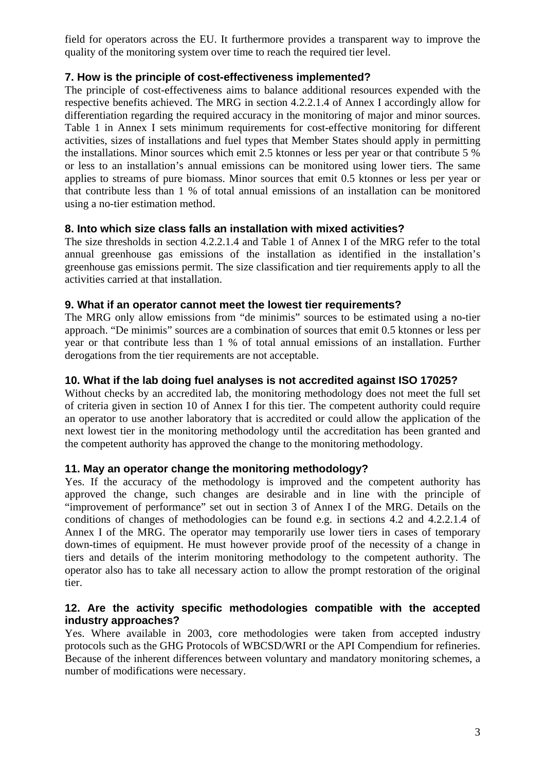field for operators across the EU. It furthermore provides a transparent way to improve the quality of the monitoring system over time to reach the required tier level.

### 7. How is the principle of cost-effectiveness implemented?

The principle of cost-effectiveness aims to balance additional resources expended with the respective benefits achieved. The MRG in section 4.2.2.1.4 of Annex I accordingly allow for differentiation regarding the required accuracy in the monitoring of major and minor sources. Table 1 in Annex I sets minimum requirements for cost-effective monitoring for different activities, sizes of installations and fuel types that Member States should apply in permitting the installations. Minor sources which emit 2.5 ktonnes or less per year or that contribute 5 % or less to an installation's annual emissions can be monitored using lower tiers. The same applies to streams of pure biomass. Minor sources that emit 0.5 ktonnes or less per year or that contribute less than 1 % of total annual emissions of an installation can be monitored using a no-tier estimation method.

### 8. Into which size class falls an installation with mixed activities?

The size thresholds in section 4.2.2.1.4 and Table 1 of Annex I of the MRG refer to the total annual greenhouse gas emissions of the installation as identified in the installation's greenhouse gas emissions permit. The size classification and tier requirements apply to all the activities carried at that installation.

### 9. What if an operator cannot meet the lowest tier requirements?

The MRG only allow emissions from "de minimis" sources to be estimated using a no-tier approach. "De minimis" sources are a combination of sources that emit 0.5 ktonnes or less per year or that contribute less than 1 % of total annual emissions of an installation. Further derogations from the tier requirements are not acceptable.

### 10. What if the lab doing fuel analyses is not accredited against ISO 17025?

Without checks by an accredited lab, the monitoring methodology does not meet the full set of criteria given in section 10 of Annex I for this tier. The competent authority could require an operator to use another laboratory that is accredited or could allow the application of the next lowest tier in the monitoring methodology until the accreditation has been granted and the competent authority has approved the change to the monitoring methodology.

### 11. May an operator change the monitoring methodology?

Yes. If the accuracy of the methodology is improved and the competent authority has approved the change, such changes are desirable and in line with the principle of "improvement of performance" set out in section 3 of Annex I of the MRG. Details on the conditions of changes of methodologies can be found e.g. in sections 4.2 and 4.2.2.1.4 of Annex I of the MRG. The operator may temporarily use lower tiers in cases of temporary down-times of equipment. He must however provide proof of the necessity of a change in tiers and details of the interim monitoring methodology to the competent authority. The operator also has to take all necessary action to allow the prompt restoration of the original tier.

### 12. Are the activity specific methodologies compatible with the accepted industry approaches?

Yes. Where available in 2003, core methodologies were taken from accepted industry protocols such as the GHG Protocols of WBCSD/WRI or the API Compendium for refineries. Because of the inherent differences between voluntary and mandatory monitoring schemes, a number of modifications were necessary.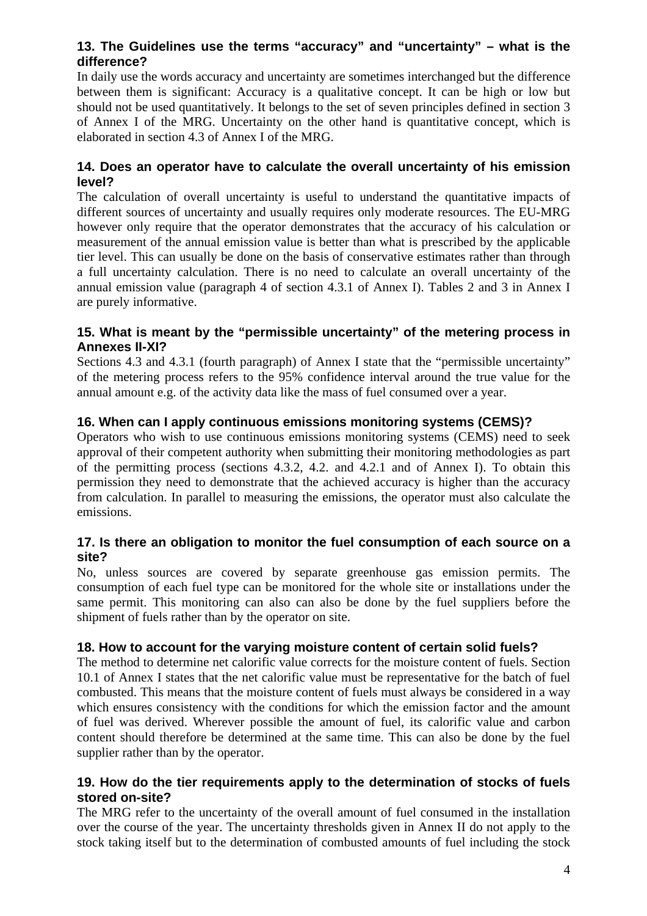### 13. The Guidelines use the terms "accuracy" and "uncertainty" – what is the difference?

In daily use the words accuracy and uncertainty are sometimes interchanged but the difference between them is significant: Accuracy is a qualitative concept. It can be high or low but should not be used quantitatively. It belongs to the set of seven principles defined in section 3 of Annex I of the MRG. Uncertainty on the other hand is quantitative concept, which is elaborated in section 4.3 of Annex I of the MRG.

### 14. Does an operator have to calculate the overall uncertainty of his emission level?

The calculation of overall uncertainty is useful to understand the quantitative impacts of different sources of uncertainty and usually requires only moderate resources. The EU-MRG however only require that the operator demonstrates that the accuracy of his calculation or measurement of the annual emission value is better than what is prescribed by the applicable tier level. This can usually be done on the basis of conservative estimates rather than through a full uncertainty calculation. There is no need to calculate an overall uncertainty of the annual emission value (paragraph 4 of section 4.3.1 of Annex I). Tables 2 and 3 in Annex I are purely informative.

### 15. What is meant by the "permissible uncertainty" of the metering process in Annexes II-XI?

Sections 4.3 and 4.3.1 (fourth paragraph) of Annex I state that the "permissible uncertainty" of the metering process refers to the 95% confidence interval around the true value for the annual amount e.g. of the activity data like the mass of fuel consumed over a year.

### 16. When can I apply continuous emissions monitoring systems (CEMS)?

Operators who wish to use continuous emissions monitoring systems (CEMS) need to seek approval of their competent authority when submitting their monitoring methodologies as part of the permitting process (sections 4.3.2, 4.2. and 4.2.1 and of Annex I). To obtain this permission they need to demonstrate that the achieved accuracy is higher than the accuracy from calculation. In parallel to measuring the emissions, the operator must also calculate the emissions.

### 17. Is there an obligation to monitor the fuel consumption of each source on a site?

No, unless sources are covered by separate greenhouse gas emission permits. The consumption of each fuel type can be monitored for the whole site or installations under the same permit. This monitoring can also can also be done by the fuel suppliers before the shipment of fuels rather than by the operator on site.

### 18. How to account for the varying moisture content of certain solid fuels?

The method to determine net calorific value corrects for the moisture content of fuels. Section 10.1 of Annex I states that the net calorific value must be representative for the batch of fuel combusted. This means that the moisture content of fuels must always be considered in a way which ensures consistency with the conditions for which the emission factor and the amount of fuel was derived. Wherever possible the amount of fuel, its calorific value and carbon content should therefore be determined at the same time. This can also be done by the fuel supplier rather than by the operator.

### 19. How do the tier requirements apply to the determination of stocks of fuels stored on-site?

The MRG refer to the uncertainty of the overall amount of fuel consumed in the installation over the course of the year. The uncertainty thresholds given in Annex II do not apply to the stock taking itself but to the determination of combusted amounts of fuel including the stock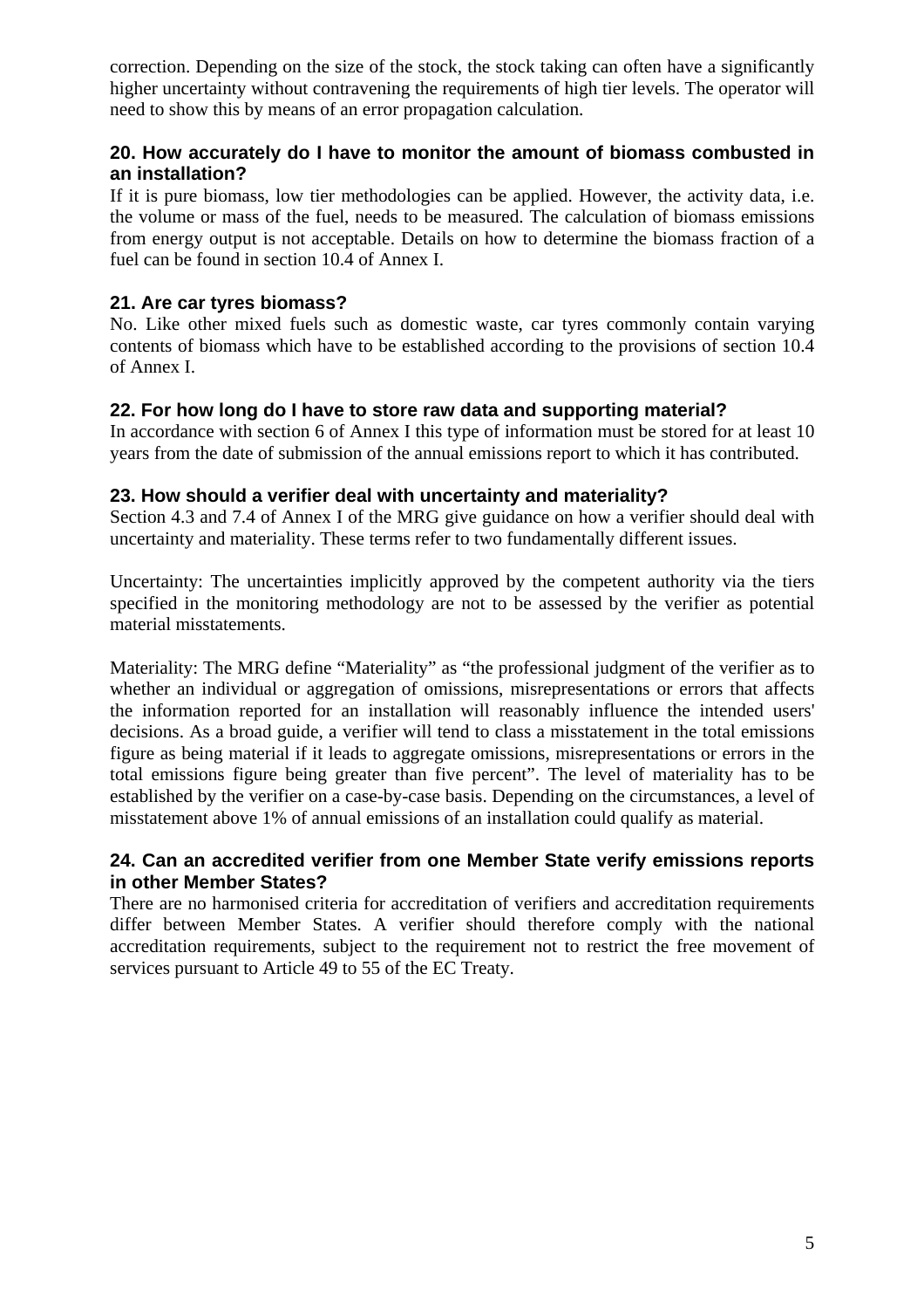correction. Depending on the size of the stock, the stock taking can often have a significantly higher uncertainty without contravening the requirements of high tier levels. The operator will need to show this by means of an error propagation calculation.

### 20. How accurately do I have to monitor the amount of biomass combusted in an installation?

If it is pure biomass, low tier methodologies can be applied. However, the activity data, i.e. the volume or mass of the fuel, needs to be measured. The calculation of biomass emissions from energy output is not acceptable. Details on how to determine the biomass fraction of a fuel can be found in section 10.4 of Annex I.

### 21. Are car tyres biomass?

No. Like other mixed fuels such as domestic waste, car tyres commonly contain varying contents of biomass which have to be established according to the provisions of section 10.4 of Annex I.

### 22. For how long do I have to store raw data and supporting material?

In accordance with section 6 of Annex I this type of information must be stored for at least 10 years from the date of submission of the annual emissions report to which it has contributed.

### 23. How should a verifier deal with uncertainty and materiality?

Section 4.3 and 7.4 of Annex I of the MRG give guidance on how a verifier should deal with uncertainty and materiality. These terms refer to two fundamentally different issues.

Uncertainty: The uncertainties implicitly approved by the competent authority via the tiers specified in the monitoring methodology are not to be assessed by the verifier as potential material misstatements.

Materiality: The MRG define "Materiality" as "the professional judgment of the verifier as to whether an individual or aggregation of omissions, misrepresentations or errors that affects the information reported for an installation will reasonably influence the intended users' decisions. As a broad guide, a verifier will tend to class a misstatement in the total emissions figure as being material if it leads to aggregate omissions, misrepresentations or errors in the total emissions figure being greater than five percent". The level of materiality has to be established by the verifier on a case-by-case basis. Depending on the circumstances, a level of misstatement above 1% of annual emissions of an installation could qualify as material.

### 24. Can an accredited verifier from one Member State verify emissions reports in other Member States?

There are no harmonised criteria for accreditation of verifiers and accreditation requirements differ between Member States. A verifier should therefore comply with the national accreditation requirements, subject to the requirement not to restrict the free movement of services pursuant to Article 49 to 55 of the EC Treaty.